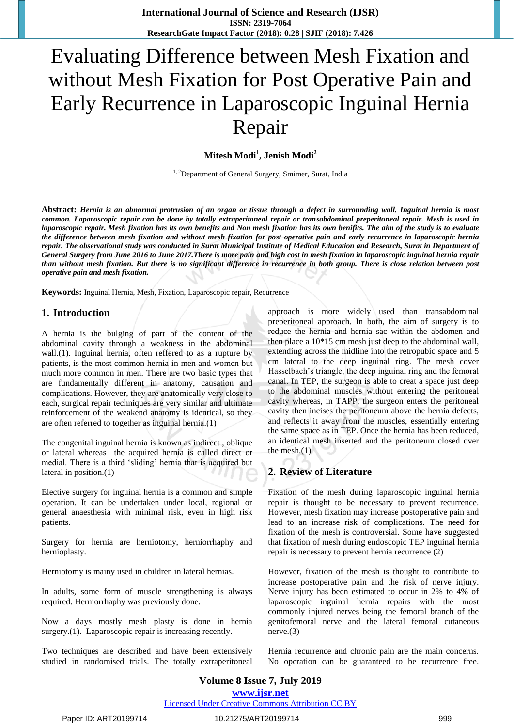# Evaluating Difference between Mesh Fixation and without Mesh Fixation for Post Operative Pain and Early Recurrence in Laparoscopic Inguinal Hernia Repair

**Mitesh Modi[1], Jenish Modi[2]**

[1, 2]Department of General Surgery, Smimer, Surat, India

**Abstract:** ***Hernia is an abnormal protrusion of an organ or tissue through a defect in surrounding wall. Inguinal hernia is most common. Laparoscopic repair can be done by totally extraperitoneal repair or transabdominal preperitoneal repair. Mesh is used in laparoscopic repair. Mesh fixation has its own benefits and Non mesh fixation has its own benifits. The aim of the study is to evaluate the difference between mesh fixation and without mesh fixation for post operative pain and early recurrence in laparoscopic hernia repair. The observational study was conducted in Surat Municipal Institute of Medical Education and Research, Surat in Department of General Surgery from June 2016 to June 2017.There is more pain and high cost in mesh fixation in laparoscopic inguinal hernia repair than without mesh fixation. But there is no significant difference in recurrence in both group. There is close relation between post operative pain and mesh fixation.***

**Keywords:** Inguinal Hernia, Mesh, Fixation, Laparoscopic repair, Recurrence

## 1. Introduction

A hernia is the bulging of part of the content of the abdominal cavity through a weakness in the abdominal wall.(1). Inguinal hernia, often reffered to as a rupture by patients, is the most common hernia in men and women but much more common in men. There are two basic types that are fundamentally different in anatomy, causation and complications. However, they are anatomically very close to each, surgical repair techniques are very similar and ultimate reinforcement of the weakend anatomy is identical, so they are often referred to together as inguinal hernia.(1)

The congenital inguinal hernia is known as indirect , oblique or lateral whereas the acquired hernia is called direct or medial. There is a third 'sliding' hernia that is acquired but lateral in position.(1)

Elective surgery for inguinal hernia is a common and simple operation. It can be undertaken under local, regional or general anaesthesia with minimal risk, even in high risk patients.

Surgery for hernia are herniotomy, herniorrhaphy and hernioplasty.

Herniotomy is mainy used in children in lateral hernias.

In adults, some form of muscle strengthening is always required. Herniorrhaphy was previously done.

Now a days mostly mesh plasty is done in hernia surgery.(1). Laparoscopic repair is increasing recently.

Two techniques are described and have been extensively studied in randomised trials. The totally extraperitoneal approach is more widely used than transabdominal preperitoneal approach. In both, the aim of surgery is to reduce the hernia and hernia sac within the abdomen and then place a 10*15 cm mesh just deep to the abdominal wall, extending across the midline into the retropubic space and 5 cm lateral to the deep inguinal ring. The mesh cover Hasselbach's triangle, the deep inguinal ring and the femoral canal. In TEP, the surgeon is able to creat a space just deep to the abdominal muscles without entering the peritoneal cavity whereas, in TAPP, the surgeon enters the peritoneal cavity then incises the peritoneum above the hernia defects, and reflects it away from the muscles, essentially entering the same space as in TEP. Once the hernia has been reduced, an identical mesh inserted and the peritoneum closed over the mesh.(1)

## 2. Review of Literature

Fixation of the mesh during laparoscopic inguinal hernia repair is thought to be necessary to prevent recurrence. However, mesh fixation may increase postoperative pain and lead to an increase risk of complications. The need for fixation of the mesh is controversial. Some have suggested that fixation of mesh during endoscopic TEP inguinal hernia repair is necessary to prevent hernia recurrence (2)

However, fixation of the mesh is thought to contribute to increase postoperative pain and the risk of nerve injury. Nerve injury has been estimated to occur in 2% to 4% of laparoscopic inguinal hernia repairs with the most commonly injured nerves being the femoral branch of the genitofemoral nerve and the lateral femoral cutaneous nerve.(3)

Hernia recurrence and chronic pain are the main concerns. No operation can be guaranteed to be recurrence free.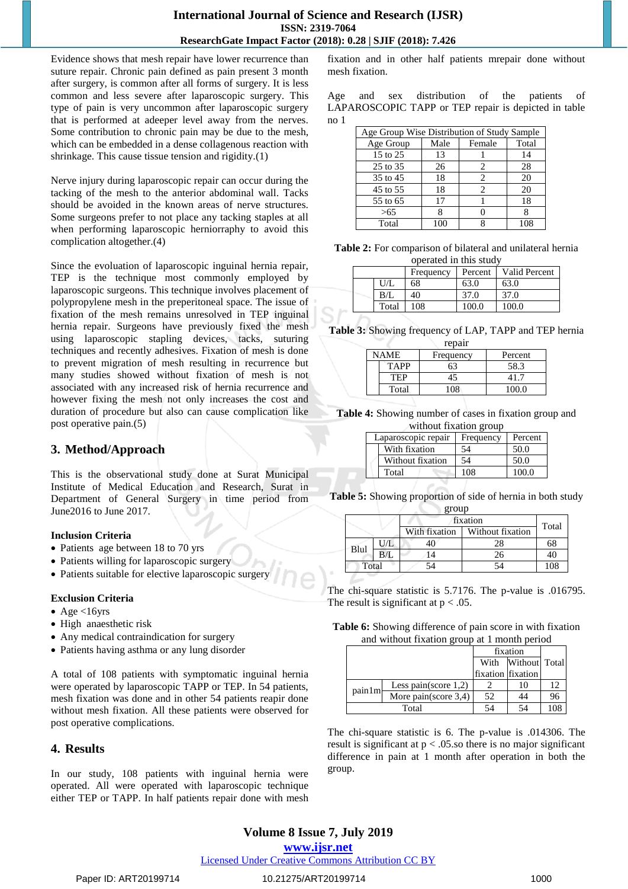Evidence shows that mesh repair have lower recurrence than suture repair. Chronic pain defined as pain present 3 month after surgery, is common after all forms of surgery. It is less common and less severe after laparoscopic surgery. This type of pain is very uncommon after laparoscopic surgery that is performed at adeeper level away from the nerves. Some contribution to chronic pain may be due to the mesh, which can be embedded in a dense collagenous reaction with shrinkage. This cause tissue tension and rigidity.(1)

Nerve injury during laparoscopic repair can occur during the tacking of the mesh to the anterior abdominal wall. Tacks should be avoided in the known areas of nerve structures. Some surgeons prefer to not place any tacking staples at all when performing laparoscopic herniorraphy to avoid this complication altogether.(4)

Since the evoluation of laparoscopic inguinal hernia repair, TEP is the technique most commonly employed by laparoscopic surgeons. This technique involves placement of polypropylene mesh in the preperitoneal space. The issue of fixation of the mesh remains unresolved in TEP inguinal hernia repair. Surgeons have previously fixed the mesh using laparoscopic stapling devices, tacks, suturing techniques and recently adhesives. Fixation of mesh is done to prevent migration of mesh resulting in recurrence but many studies showed without fixation of mesh is not associated with any increased risk of hernia recurrence and however fixing the mesh not only increases the cost and duration of procedure but also can cause complication like post operative pain.(5)

## 3. Method/Approach

This is the observational study done at Surat Municipal Institute of Medical Education and Research, Surat in Department of General Surgery in time period from June2016 to June 2017.

**Inclusion Criteria**

- Patients age between 18 to 70 yrs
- Patients willing for laparoscopic surgery
- Patients suitable for elective laparoscopic surgery

**Exclusion Criteria**

- Age <16yrs
- High anaesthetic risk
- Any medical contraindication for surgery
- Patients having asthma or any lung disorder

A total of 108 patients with symptomatic inguinal hernia were operated by laparoscopic TAPP or TEP. In 54 patients, mesh fixation was done and in other 54 patients repair done without mesh fixation. All these patients were observed for post operative complications.

## 4. Results

In our study, 108 patients with inguinal hernia were operated. All were operated with laparoscopic technique either TEP or TAPP. In half patients repair done with mesh fixation and in other half patients mrepair done without mesh fixation.

Age and sex distribution of the patients of LAPAROSCOPIC TAPP or TEP repair is depicted in table no 1

| Age Group Wise Distribution of Study Sample | | | |
|---|---|---|---|
| Age Group | Male | Female | Total |
| 15 to 25 | 13 | 1 | 14 |
| 25 to 35 | 26 | 2 | 28 |
| 35 to 45 | 18 | 2 | 20 |
| 45 to 55 | 18 | 2 | 20 |
| 55 to 65 | 17 | 1 | 18 |
| >65 | 8 | 0 | 8 |
| Total | 100 | 8 | 108 |

**Table 2:** For comparison of bilateral and unilateral hernia operated in this study

| | | Frequency | Percent | Valid Percent |
|---|---|---|---|---|
| | U/L | 68 | 63.0 | 63.0 |
| | B/L | 40 | 37.0 | 37.0 |
| | Total | 108 | 100.0 | 100.0 |

**Table 3:** Showing frequency of LAP, TAPP and TEP hernia repair

| NAME | | Frequency | Percent |
|---|---|---|---|
| | TAPP | 63 | 58.3 |
| | TEP | 45 | 41.7 |
| | Total | 108 | 100.0 |

**Table 4:** Showing number of cases in fixation group and without fixation group

| Laparoscopic repair | | Frequency | Percent |
|---|---|---|---|
| | With fixation | 54 | 50.0 |
| | Without fixation | 54 | 50.0 |
| | Total | 108 | 100.0 |

**Table 5:** Showing proportion of side of hernia in both study group

| | | fixation | | Total |
|---|---|---|---|---|
| | | With fixation | Without fixation | |
| Blul | U/L | 40 | 28 | 68 |
| | B/L | 14 | 26 | 40 |
| Total | | 54 | 54 | 108 |

The chi-square statistic is 5.7176. The p-value is .016795. The result is significant at p < .05.

**Table 6:** Showing difference of pain score in with fixation and without fixation group at 1 month period

| | | fixation | | Total |
|---|---|---|---|---|
| | | With fixation | Without fixation | |
| pain1m | Less pain(score 1,2) | 2 | 10 | 12 |
| | More pain(score 3,4) | 52 | 44 | 96 |
| Total | | 54 | 54 | 108 |

The chi-square statistic is 6. The p-value is .014306. The result is significant at p < .05.so there is no major significant difference in pain at 1 month after operation in both the group.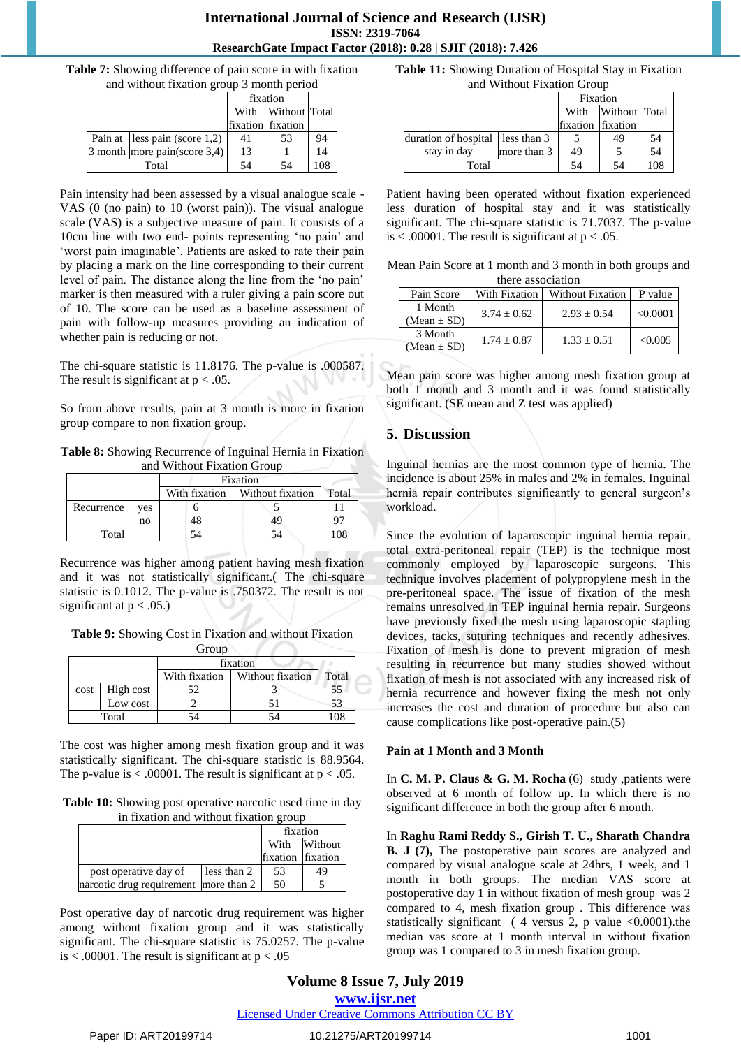**Table 7:** Showing difference of pain score in with fixation and without fixation group 3 month period

| | | fixation | | Total |
|---|---|---|---|---|
| | | With fixation | Without fixation | |
| Pain at 3 month | less pain (score 1,2) | 41 | 53 | 94 |
| | more pain(score 3,4) | 13 | 1 | 14 |
| Total | | 54 | 54 | 108 |

Pain intensity had been assessed by a visual analogue scale - VAS (0 (no pain) to 10 (worst pain)). The visual analogue scale (VAS) is a subjective measure of pain. It consists of a 10cm line with two end- points representing 'no pain' and 'worst pain imaginable'. Patients are asked to rate their pain by placing a mark on the line corresponding to their current level of pain. The distance along the line from the 'no pain' marker is then measured with a ruler giving a pain score out of 10. The score can be used as a baseline assessment of pain with follow-up measures providing an indication of whether pain is reducing or not.

The chi-square statistic is 11.8176. The p-value is .000587. The result is significant at $p < .05$.

So from above results, pain at 3 month is more in fixation group compare to non fixation group.

**Table 8:** Showing Recurrence of Inguinal Hernia in Fixation and Without Fixation Group

| | | Fixation | | Total |
|---|---|---|---|---|
| | | With fixation | Without fixation | |
| Recurrence | yes | 6 | 5 | 11 |
| | no | 48 | 49 | 97 |
| Total | | 54 | 54 | 108 |

Recurrence was higher among patient having mesh fixation and it was not statistically significant.( The chi-square statistic is 0.1012. The p-value is .750372. The result is not significant at $p < .05$.)

**Table 9:** Showing Cost in Fixation and without Fixation Group

| | | fixation | | Total |
|---|---|---|---|---|
| | | With fixation | Without fixation | |
| cost | High cost | 52 | 3 | 55 |
| | Low cost | 2 | 51 | 53 |
| Total | | 54 | 54 | 108 |

The cost was higher among mesh fixation group and it was statistically significant. The chi-square statistic is 88.9564. The p-value is < .00001. The result is significant at $p < .05$.

**Table 10:** Showing post operative narcotic used time in day in fixation and without fixation group

| | | fixation | |
|---|---|---|---|
| | | With fixation | Without fixation |
| post operative day of narcotic drug requirement | less than 2 | 53 | 49 |
| | more than 2 | 50 | 5 |

Post operative day of narcotic drug requirement was higher among without fixation group and it was statistically significant. The chi-square statistic is 75.0257. The p-value is < .00001. The result is significant at $p < .05$

**Table 11:** Showing Duration of Hospital Stay in Fixation and Without Fixation Group

| | | Fixation | | Total |
|---|---|---|---|---|
| | | With fixation | Without fixation | |
| duration of hospital stay in day | less than 3 | 5 | 49 | 54 |
| | more than 3 | 49 | 5 | 54 |
| Total | | 54 | 54 | 108 |

Patient having been operated without fixation experienced less duration of hospital stay and it was statistically significant. The chi-square statistic is 71.7037. The p-value is < .00001. The result is significant at $p < .05$.

Mean Pain Score at 1 month and 3 month in both groups and there association

| Pain Score | With Fixation | Without Fixation | P value |
|---|---|---|---|
| 1 Month (Mean ± SD) | 3.74 ± 0.62 | 2.93 ± 0.54 | <0.0001 |
| 3 Month (Mean ± SD) | 1.74 ± 0.87 | 1.33 ± 0.51 | <0.005 |

Mean pain score was higher among mesh fixation group at both 1 month and 3 month and it was found statistically significant. (SE mean and Z test was applied)

## 5. Discussion

Inguinal hernias are the most common type of hernia. The incidence is about 25% in males and 2% in females. Inguinal hernia repair contributes significantly to general surgeon's workload.

Since the evolution of laparoscopic inguinal hernia repair, total extra-peritoneal repair (TEP) is the technique most commonly employed by laparoscopic surgeons. This technique involves placement of polypropylene mesh in the pre-peritoneal space. The issue of fixation of the mesh remains unresolved in TEP inguinal hernia repair. Surgeons have previously fixed the mesh using laparoscopic stapling devices, tacks, suturing techniques and recently adhesives. Fixation of mesh is done to prevent migration of mesh resulting in recurrence but many studies showed without fixation of mesh is not associated with any increased risk of hernia recurrence and however fixing the mesh not only increases the cost and duration of procedure but also can cause complications like post-operative pain.(5)

**Pain at 1 Month and 3 Month**

In **C. M. P. Claus & G. M. Rocha** (6) study ,patients were observed at 6 month of follow up. In which there is no significant difference in both the group after 6 month.

In **Raghu Rami Reddy S., Girish T. U., Sharath Chandra B. J (7),** The postoperative pain scores are analyzed and compared by visual analogue scale at 24hrs, 1 week, and 1 month in both groups. The median VAS score at postoperative day 1 in without fixation of mesh group was 2 compared to 4, mesh fixation group . This difference was statistically significant ( 4 versus 2, p value <0.0001).the median vas score at 1 month interval in without fixation group was 1 compared to 3 in mesh fixation group.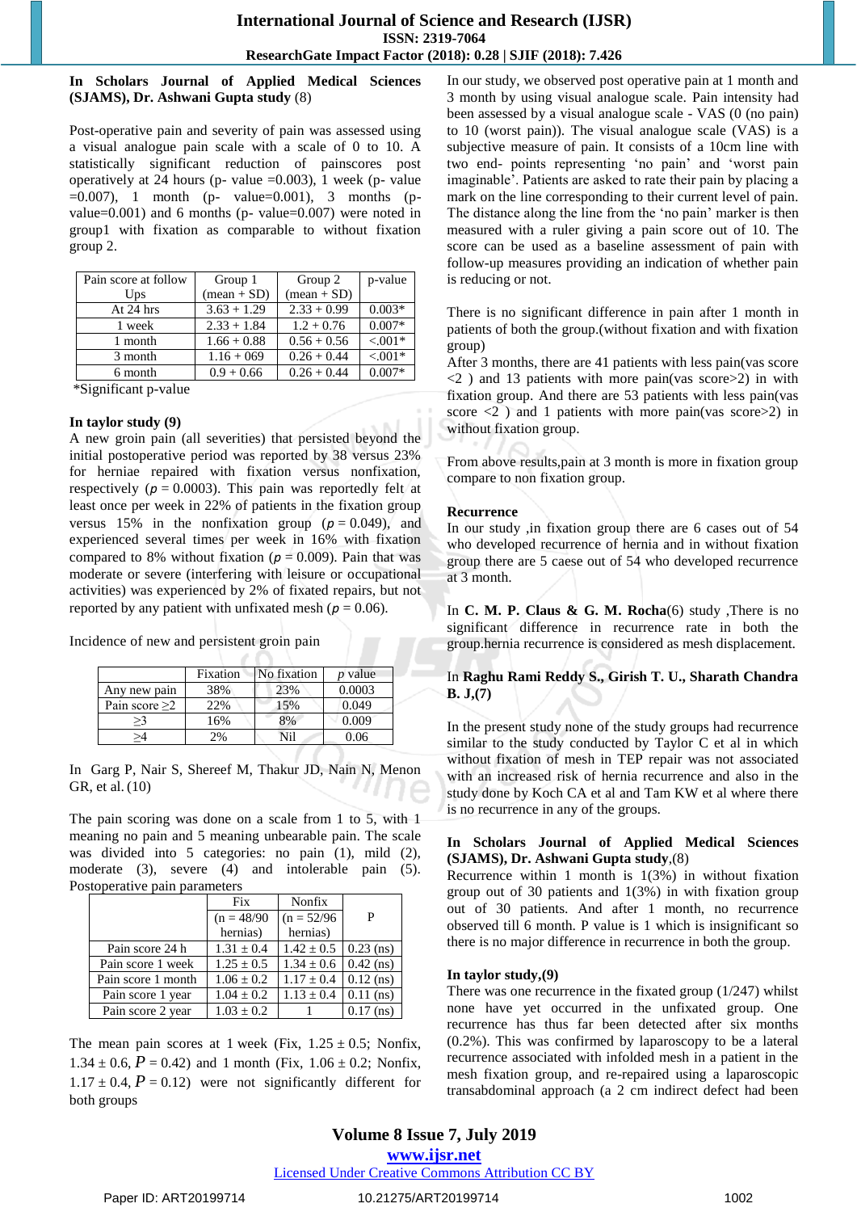**In Scholars Journal of Applied Medical Sciences (SJAMS), Dr. Ashwani Gupta study** (8)

Post-operative pain and severity of pain was assessed using a visual analogue pain scale with a scale of 0 to 10. A statistically significant reduction of painscores post operatively at 24 hours (p- value =0.003), 1 week (p- value =0.007), 1 month (p- value=0.001), 3 months (p- value=0.001) and 6 months (p- value=0.007) were noted in group1 with fixation as comparable to without fixation group 2.

| Pain score at follow Ups | Group 1 (mean + SD) | Group 2 (mean + SD) | p-value |
|---|---|---|---|
| At 24 hrs | 3.63 + 1.29 | 2.33 + 0.99 | 0.003* |
| 1 week | 2.33 + 1.84 | 1.2 + 0.76 | 0.007* |
| 1 month | 1.66 + 0.88 | 0.56 + 0.56 | <.001* |
| 3 month | 1.16 + 069 | 0.26 + 0.44 | <.001* |
| 6 month | 0.9 + 0.66 | 0.26 + 0.44 | 0.007* |

*Significant p-value

**In taylor study (9)**

A new groin pain (all severities) that persisted beyond the initial postoperative period was reported by 38 versus 23% for herniae repaired with fixation versus nonfixation, respectively ($p$ = 0.0003). This pain was reportedly felt at least once per week in 22% of patients in the fixation group versus 15% in the nonfixation group ($p$ = 0.049), and experienced several times per week in 16% with fixation compared to 8% without fixation ($p$ = 0.009). Pain that was moderate or severe (interfering with leisure or occupational activities) was experienced by 2% of fixated repairs, but not reported by any patient with unfixated mesh ($p$ = 0.06).

Incidence of new and persistent groin pain

| | Fixation | No fixation | $p$ value |
|---|---|---|---|
| Any new pain | 38% | 23% | 0.0003 |
| Pain score ≥2 | 22% | 15% | 0.049 |
| ≥3 | 16% | 8% | 0.009 |
| ≥4 | 2% | Nil | 0.06 |

In Garg P, Nair S, Shereef M, Thakur JD, Nain N, Menon GR, et al. (10)

The pain scoring was done on a scale from 1 to 5, with 1 meaning no pain and 5 meaning unbearable pain. The scale was divided into 5 categories: no pain (1), mild (2), moderate (3), severe (4) and intolerable pain (5).

Postoperative pain parameters

| | Fix (n = 48/90 hernias) | Nonfix (n = 52/96 hernias) | P |
|---|---|---|---|
| Pain score 24 h | 1.31 ± 0.4 | 1.42 ± 0.5 | 0.23 (ns) |
| Pain score 1 week | 1.25 ± 0.5 | 1.34 ± 0.6 | 0.42 (ns) |
| Pain score 1 month | 1.06 ± 0.2 | 1.17 ± 0.4 | 0.12 (ns) |
| Pain score 1 year | 1.04 ± 0.2 | 1.13 ± 0.4 | 0.11 (ns) |
| Pain score 2 year | 1.03 ± 0.2 | 1 | 0.17 (ns) |

The mean pain scores at 1 week (Fix, 1.25 ± 0.5; Nonfix, 1.34 ± 0.6, $P$ = 0.42) and 1 month (Fix, 1.06 ± 0.2; Nonfix, 1.17 ± 0.4, $P$ = 0.12) were not significantly different for both groups

In our study, we observed post operative pain at 1 month and 3 month by using visual analogue scale. Pain intensity had been assessed by a visual analogue scale - VAS (0 (no pain) to 10 (worst pain)). The visual analogue scale (VAS) is a subjective measure of pain. It consists of a 10cm line with two end- points representing 'no pain' and 'worst pain imaginable'. Patients are asked to rate their pain by placing a mark on the line corresponding to their current level of pain. The distance along the line from the 'no pain' marker is then measured with a ruler giving a pain score out of 10. The score can be used as a baseline assessment of pain with follow-up measures providing an indication of whether pain is reducing or not.

There is no significant difference in pain after 1 month in patients of both the group.(without fixation and with fixation group)

After 3 months, there are 41 patients with less pain(vas score <2 ) and 13 patients with more pain(vas score>2) in with fixation group. And there are 53 patients with less pain(vas score <2 ) and 1 patients with more pain(vas score>2) in without fixation group.

From above results,pain at 3 month is more in fixation group compare to non fixation group.

**Recurrence**

In our study ,in fixation group there are 6 cases out of 54 who developed recurrence of hernia and in without fixation group there are 5 caese out of 54 who developed recurrence at 3 month.

In **C. M. P. Claus & G. M. Rocha**(6) study ,There is no significant difference in recurrence rate in both the group.hernia recurrence is considered as mesh displacement.

In **Raghu Rami Reddy S., Girish T. U., Sharath Chandra B. J,(7)**

In the present study none of the study groups had recurrence similar to the study conducted by Taylor C et al in which without fixation of mesh in TEP repair was not associated with an increased risk of hernia recurrence and also in the study done by Koch CA et al and Tam KW et al where there is no recurrence in any of the groups.

**In Scholars Journal of Applied Medical Sciences (SJAMS), Dr. Ashwani Gupta study**,(8)

Recurrence within 1 month is 1(3%) in without fixation group out of 30 patients and 1(3%) in with fixation group out of 30 patients. And after 1 month, no recurrence observed till 6 month. P value is 1 which is insignificant so there is no major difference in recurrence in both the group.

**In taylor study,(9)**

There was one recurrence in the fixated group (1/247) whilst none have yet occurred in the unfixated group. One recurrence has thus far been detected after six months (0.2%). This was confirmed by laparoscopy to be a lateral recurrence associated with infolded mesh in a patient in the mesh fixation group, and re-repaired using a laparoscopic transabdominal approach (a 2 cm indirect defect had been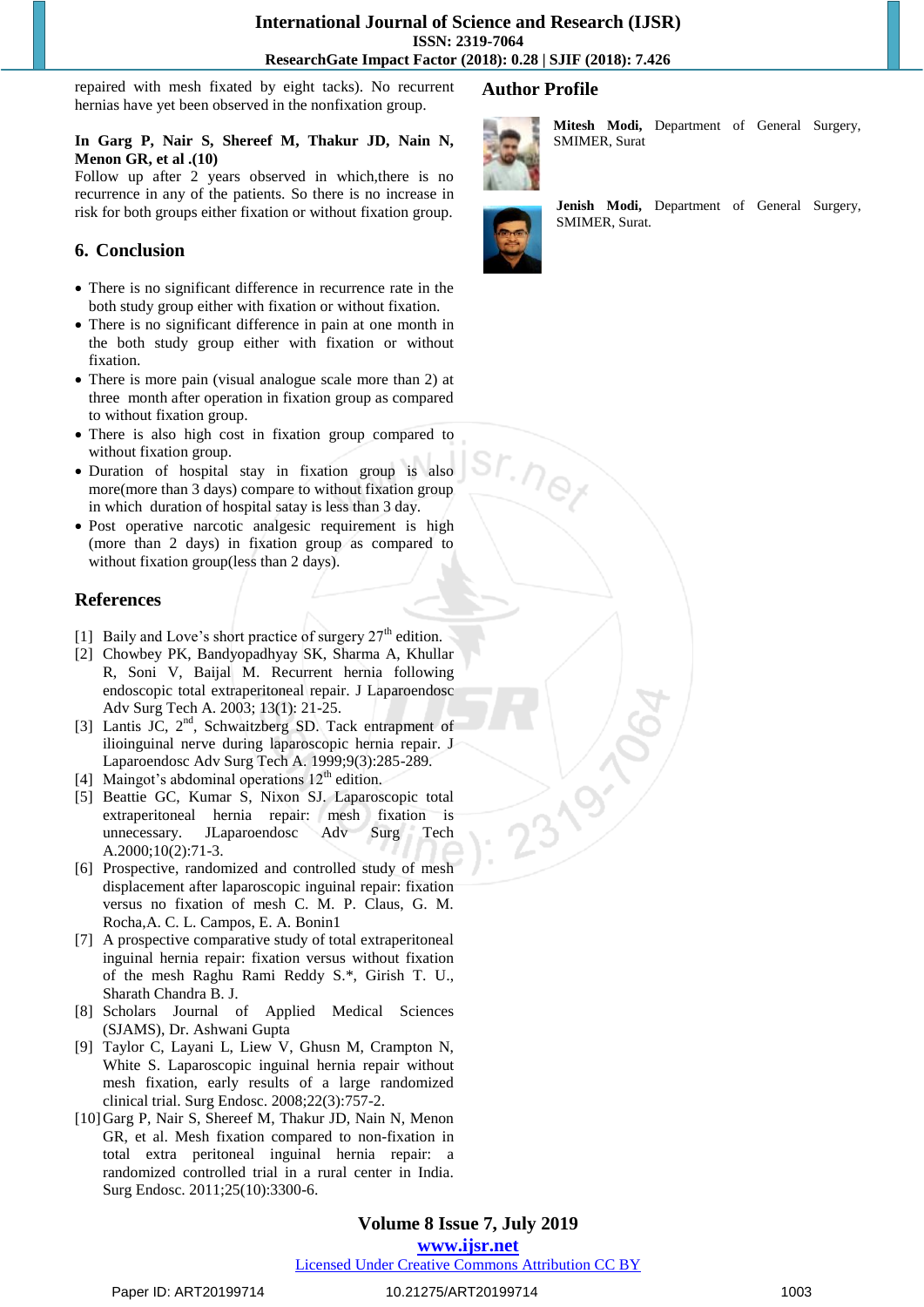repaired with mesh fixated by eight tacks). No recurrent hernias have yet been observed in the nonfixation group.

**In Garg P, Nair S, Shereef M, Thakur JD, Nain N, Menon GR, et al .(10)**

Follow up after 2 years observed in which,there is no recurrence in any of the patients. So there is no increase in risk for both groups either fixation or without fixation group.

## 6. Conclusion

- There is no significant difference in recurrence rate in the both study group either with fixation or without fixation.
- There is no significant difference in pain at one month in the both study group either with fixation or without fixation.
- There is more pain (visual analogue scale more than 2) at three month after operation in fixation group as compared to without fixation group.
- There is also high cost in fixation group compared to without fixation group.
- Duration of hospital stay in fixation group is also more(more than 3 days) compare to without fixation group in which duration of hospital satay is less than 3 day.
- Post operative narcotic analgesic requirement is high (more than 2 days) in fixation group as compared to without fixation group(less than 2 days).

## References

[1] Baily and Love's short practice of surgery 27th edition.

[2] Chowbey PK, Bandyopadhyay SK, Sharma A, Khullar R, Soni V, Baijal M. Recurrent hernia following endoscopic total extraperitoneal repair. J Laparoendosc Adv Surg Tech A. 2003; 13(1): 21-25.

[3] Lantis JC, 2nd, Schwaitzberg SD. Tack entrapment of ilioinguinal nerve during laparoscopic hernia repair. J Laparoendosc Adv Surg Tech A. 1999;9(3):285-289.

[4] Maingot's abdominal operations 12th edition.

[5] Beattie GC, Kumar S, Nixon SJ. Laparoscopic total extraperitoneal hernia repair: mesh fixation is unnecessary. JLaparoendosc Adv Surg Tech A.2000;10(2):71-3.

[6] Prospective, randomized and controlled study of mesh displacement after laparoscopic inguinal repair: fixation versus no fixation of mesh C. M. P. Claus, G. M. Rocha,A. C. L. Campos, E. A. Bonin1

[7] A prospective comparative study of total extraperitoneal inguinal hernia repair: fixation versus without fixation of the mesh Raghu Rami Reddy S.*, Girish T. U., Sharath Chandra B. J.

[8] Scholars Journal of Applied Medical Sciences (SJAMS), Dr. Ashwani Gupta

[9] Taylor C, Layani L, Liew V, Ghusn M, Crampton N, White S. Laparoscopic inguinal hernia repair without mesh fixation, early results of a large randomized clinical trial. Surg Endosc. 2008;22(3):757-2.

[10] Garg P, Nair S, Shereef M, Thakur JD, Nain N, Menon GR, et al. Mesh fixation compared to non-fixation in total extra peritoneal inguinal hernia repair: a randomized controlled trial in a rural center in India. Surg Endosc. 2011;25(10):3300-6.

## Author Profile

**Mitesh Modi,** Department of General Surgery, SMIMER, Surat

**Jenish Modi,** Department of General Surgery, SMIMER, Surat.